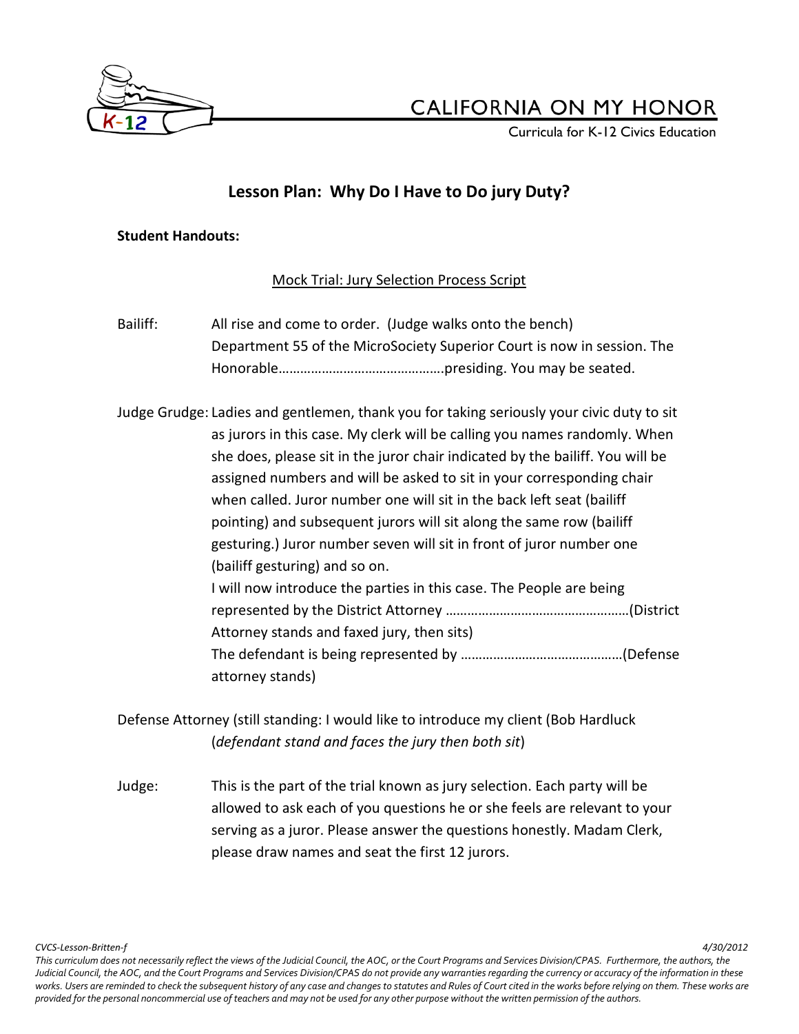# CALIFORNIA ON MY HONOR

Curricula for K-12 Civics Education

## Lesson Plan: Why Do I Have to Do jury Duty?

**Student Handouts:**

<u>Mock Trial: Jury Selection Process Script</u>

Bailiff: All rise and come to order. (Judge walks onto the bench) Department 55 of the MicroSociety Superior Court is now in session. The Honorable……………………………………….presiding. You may be seated.

Judge Grudge: Ladies and gentlemen, thank you for taking seriously your civic duty to sit as jurors in this case. My clerk will be calling you names randomly. When she does, please sit in the juror chair indicated by the bailiff. You will be assigned numbers and will be asked to sit in your corresponding chair when called. Juror number one will sit in the back left seat (bailiff pointing) and subsequent jurors will sit along the same row (bailiff gesturing.) Juror number seven will sit in front of juror number one (bailiff gesturing) and so on.

I will now introduce the parties in this case. The People are being represented by the District Attorney ……………………………………………(District Attorney stands and faxed jury, then sits)

The defendant is being represented by ……………………………………(Defense attorney stands)

Defense Attorney (still standing: I would like to introduce my client (Bob Hardluck (*defendant stand and faces the jury then both sit*)

Judge: This is the part of the trial known as jury selection. Each party will be allowed to ask each of you questions he or she feels are relevant to your serving as a juror. Please answer the questions honestly. Madam Clerk, please draw names and seat the first 12 jurors.

*CVCS-Lesson-Britten-f* *4/30/2012*

*This curriculum does not necessarily reflect the views of the Judicial Council, the AOC, or the Court Programs and Services Division/CPAS. Furthermore, the authors, the Judicial Council, the AOC, and the Court Programs and Services Division/CPAS do not provide any warranties regarding the currency or accuracy of the information in these works. Users are reminded to check the subsequent history of any case and changes to statutes and Rules of Court cited in the works before relying on them. These works are provided for the personal noncommercial use of teachers and may not be used for any other purpose without the written permission of the authors.*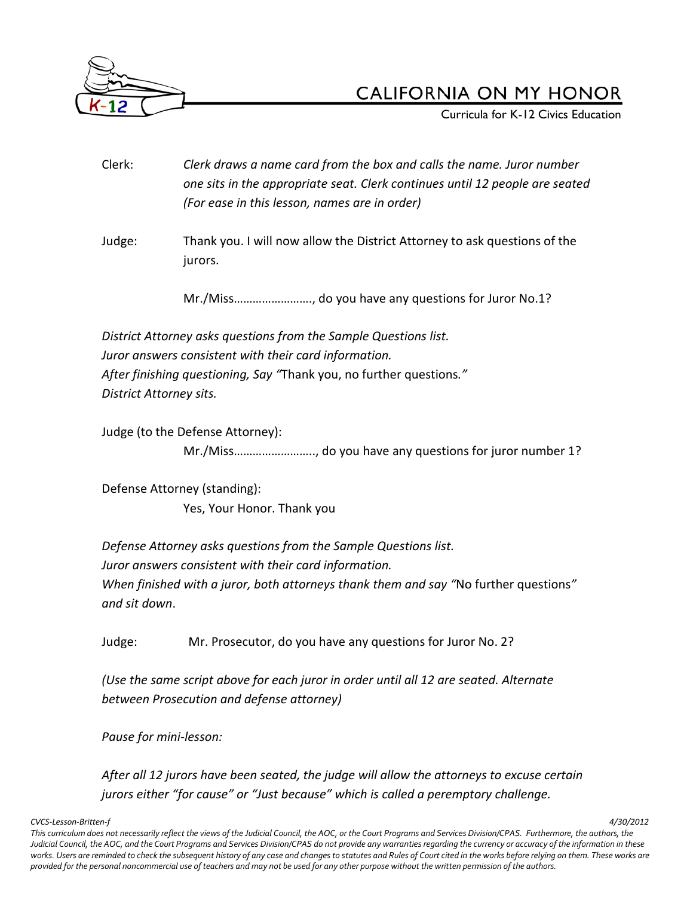Clerk: *Clerk draws a name card from the box and calls the name. Juror number one sits in the appropriate seat. Clerk continues until 12 people are seated (For ease in this lesson, names are in order)*

Judge: Thank you. I will now allow the District Attorney to ask questions of the jurors.

Mr./Miss……………………., do you have any questions for Juror No.1?

*District Attorney asks questions from the Sample Questions list.*
*Juror answers consistent with their card information.*
*After finishing questioning, Say "*Thank you, no further questions.*"*
*District Attorney sits.*

Judge (to the Defense Attorney):

Mr./Miss…………………….., do you have any questions for juror number 1?

Defense Attorney (standing):

Yes, Your Honor. Thank you

*Defense Attorney asks questions from the Sample Questions list.*
*Juror answers consistent with their card information.*
*When finished with a juror, both attorneys thank them and say "*No further questions*" and sit down*.

Judge: Mr. Prosecutor, do you have any questions for Juror No. 2?

*(Use the same script above for each juror in order until all 12 are seated. Alternate between Prosecution and defense attorney)*

*Pause for mini-lesson:*

*After all 12 jurors have been seated, the judge will allow the attorneys to excuse certain jurors either "for cause" or "Just because" which is called a peremptory challenge.*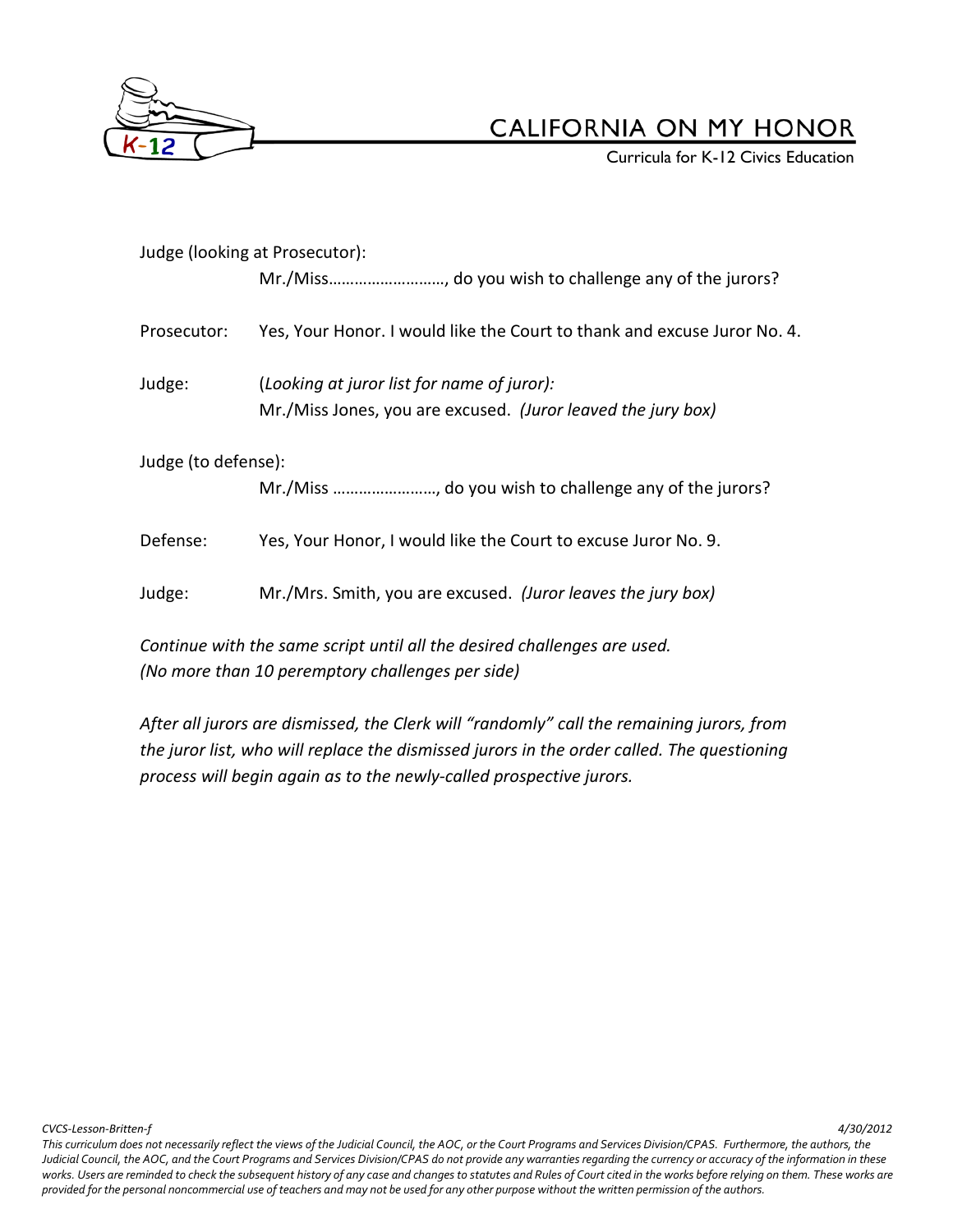Judge (looking at Prosecutor):

Mr./Miss………………………, do you wish to challenge any of the jurors?

Prosecutor: Yes, Your Honor. I would like the Court to thank and excuse Juror No. 4.

Judge: (*Looking at juror list for name of juror):*
Mr./Miss Jones, you are excused. *(Juror leaved the jury box)*

Judge (to defense):

Mr./Miss ……………………, do you wish to challenge any of the jurors?

Defense: Yes, Your Honor, I would like the Court to excuse Juror No. 9.

Judge: Mr./Mrs. Smith, you are excused. *(Juror leaves the jury box)*

*Continue with the same script until all the desired challenges are used.*
*(No more than 10 peremptory challenges per side)*

*After all jurors are dismissed, the Clerk will "randomly" call the remaining jurors, from the juror list, who will replace the dismissed jurors in the order called. The questioning process will begin again as to the newly-called prospective jurors.*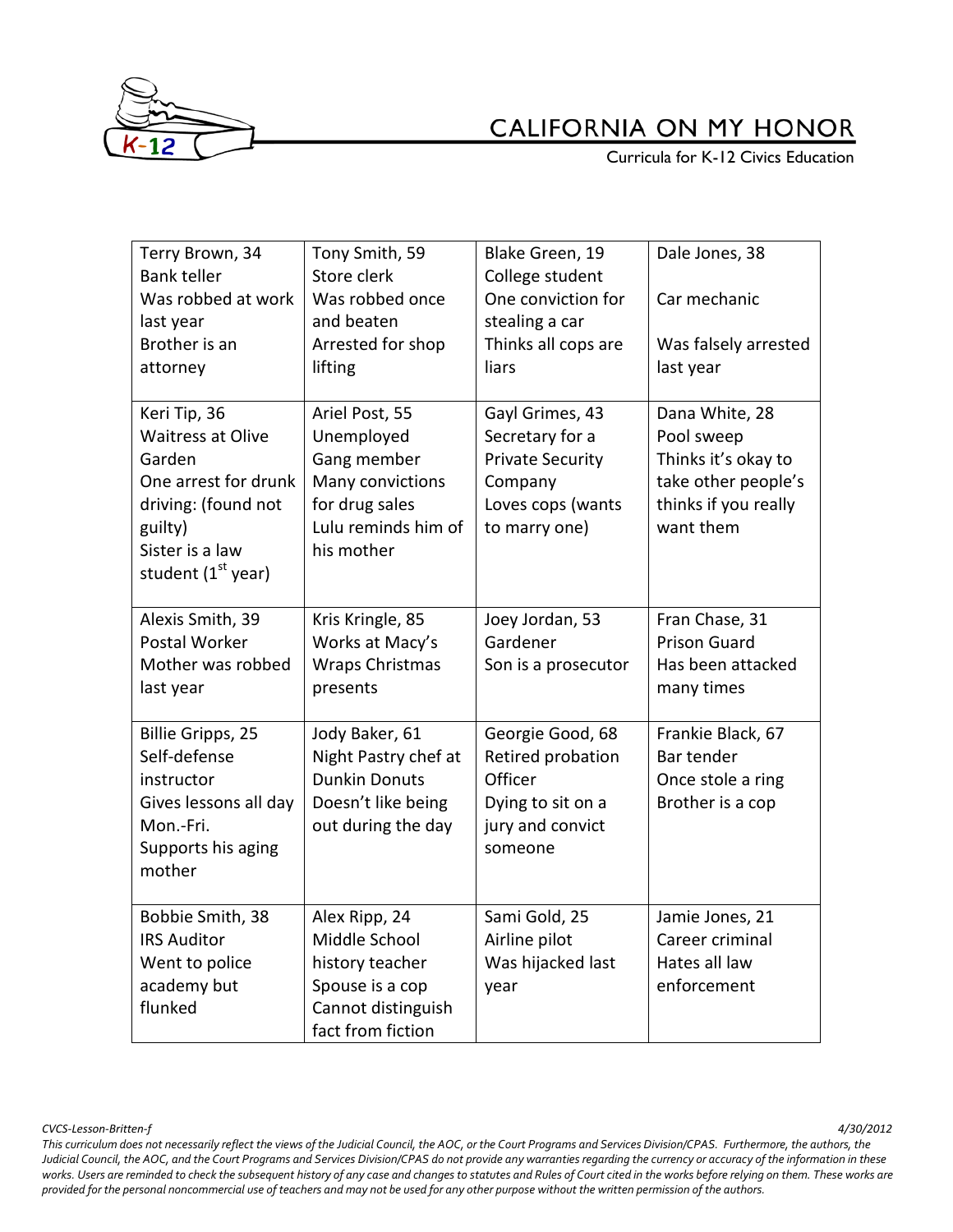| Terry Brown, 34<br>Bank teller<br>Was robbed at work last year<br>Brother is an attorney | Tony Smith, 59<br>Store clerk<br>Was robbed once and beaten<br>Arrested for shop lifting | Blake Green, 19<br>College student<br>One conviction for stealing a car<br>Thinks all cops are liars | Dale Jones, 38<br><br>Car mechanic<br><br>Was falsely arrested last year |
|---|---|---|---|
| Keri Tip, 36<br>Waitress at Olive Garden<br>One arrest for drunk driving: (found not guilty)<br>Sister is a law student (1st year) | Ariel Post, 55<br>Unemployed<br>Gang member<br>Many convictions for drug sales<br>Lulu reminds him of his mother | Gayl Grimes, 43<br>Secretary for a Private Security Company<br>Loves cops (wants to marry one) | Dana White, 28<br>Pool sweep<br>Thinks it's okay to take other people's thinks if you really want them |
| Alexis Smith, 39<br>Postal Worker<br>Mother was robbed last year | Kris Kringle, 85<br>Works at Macy's<br>Wraps Christmas presents | Joey Jordan, 53<br>Gardener<br>Son is a prosecutor | Fran Chase, 31<br>Prison Guard<br>Has been attacked many times |
| Billie Gripps, 25<br>Self-defense instructor<br>Gives lessons all day Mon.-Fri.<br>Supports his aging mother | Jody Baker, 61<br>Night Pastry chef at Dunkin Donuts<br>Doesn't like being out during the day | Georgie Good, 68<br>Retired probation Officer<br>Dying to sit on a jury and convict someone | Frankie Black, 67<br>Bar tender<br>Once stole a ring<br>Brother is a cop |
| Bobbie Smith, 38<br>IRS Auditor<br>Went to police academy but flunked | Alex Ripp, 24<br>Middle School history teacher<br>Spouse is a cop<br>Cannot distinguish fact from fiction | Sami Gold, 25<br>Airline pilot<br>Was hijacked last year | Jamie Jones, 21<br>Career criminal<br>Hates all law enforcement |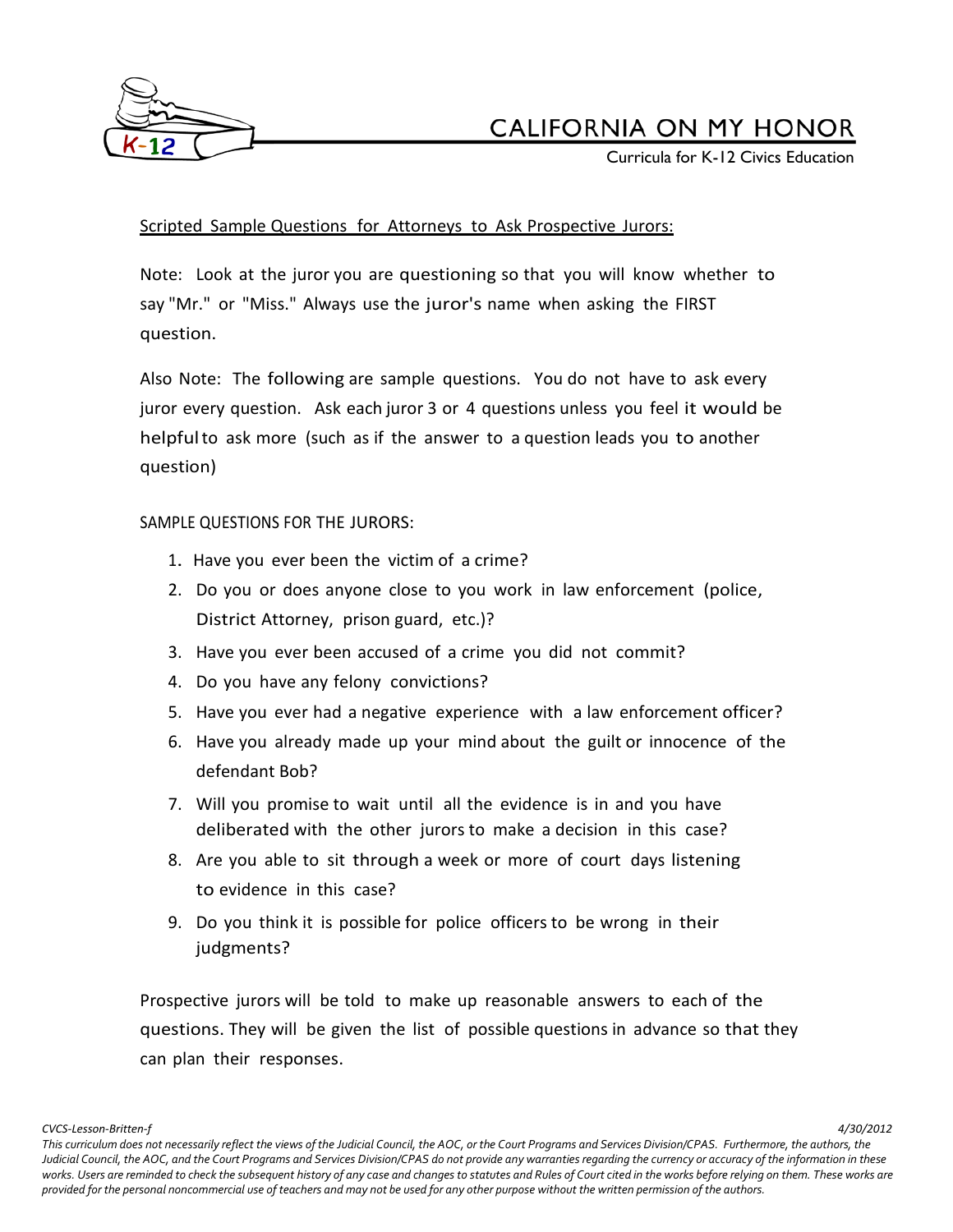Scripted Sample Questions for Attorneys to Ask Prospective Jurors:

Note: Look at the juror you are questioning so that you will know whether to say "Mr." or "Miss." Always use the juror's name when asking the FIRST question.

Also Note: The following are sample questions. You do not have to ask every juror every question. Ask each juror 3 or 4 questions unless you feel it would be helpful to ask more (such as if the answer to a question leads you to another question)

SAMPLE QUESTIONS FOR THE JURORS:

1. Have you ever been the victim of a crime?
2. Do you or does anyone close to you work in law enforcement (police, District Attorney, prison guard, etc.)?
3. Have you ever been accused of a crime you did not commit?
4. Do you have any felony convictions?
5. Have you ever had a negative experience with a law enforcement officer?
6. Have you already made up your mind about the guilt or innocence of the defendant Bob?
7. Will you promise to wait until all the evidence is in and you have deliberated with the other jurors to make a decision in this case?
8. Are you able to sit through a week or more of court days listening to evidence in this case?
9. Do you think it is possible for police officers to be wrong in their judgments?

Prospective jurors will be told to make up reasonable answers to each of the questions. They will be given the list of possible questions in advance so that they can plan their responses.

*CVCS-Lesson-Britten-f* *4/30/2012*

*This curriculum does not necessarily reflect the views of the Judicial Council, the AOC, or the Court Programs and Services Division/CPAS. Furthermore, the authors, the Judicial Council, the AOC, and the Court Programs and Services Division/CPAS do not provide any warranties regarding the currency or accuracy of the information in these works. Users are reminded to check the subsequent history of any case and changes to statutes and Rules of Court cited in the works before relying on them. These works are provided for the personal noncommercial use of teachers and may not be used for any other purpose without the written permission of the authors.*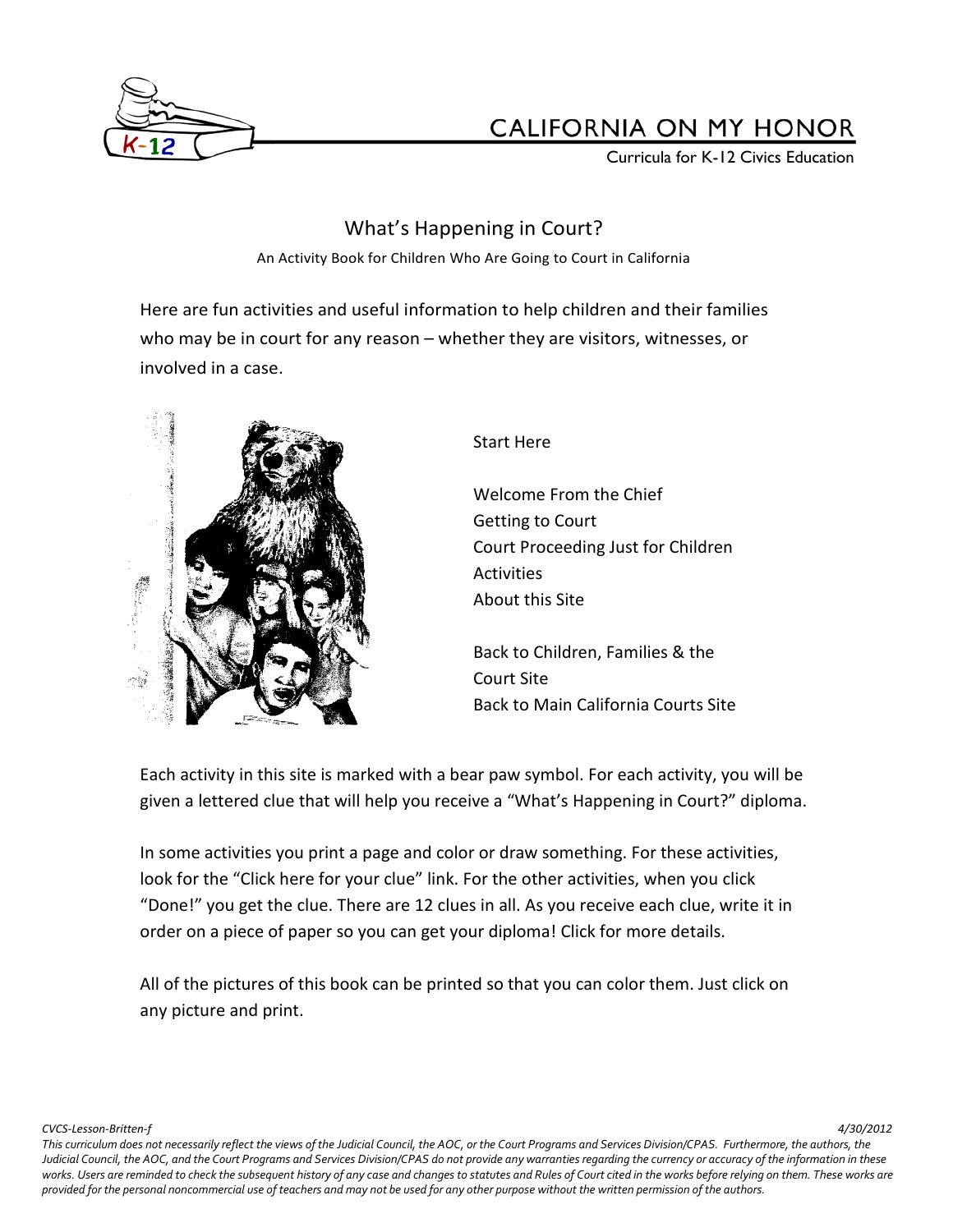# CALIFORNIA ON MY HONOR

Curricula for K-12 Civics Education

## What's Happening in Court?

An Activity Book for Children Who Are Going to Court in California

Here are fun activities and useful information to help children and their families who may be in court for any reason – whether they are visitors, witnesses, or involved in a case.

Start Here

Welcome From the Chief
Getting to Court
Court Proceeding Just for Children
Activities
About this Site

Back to Children, Families & the Court Site
Back to Main California Courts Site

Each activity in this site is marked with a bear paw symbol. For each activity, you will be given a lettered clue that will help you receive a "What's Happening in Court?" diploma.

In some activities you print a page and color or draw something. For these activities, look for the "Click here for your clue" link. For the other activities, when you click "Done!" you get the clue. There are 12 clues in all. As you receive each clue, write it in order on a piece of paper so you can get your diploma! Click for more details.

All of the pictures of this book can be printed so that you can color them. Just click on any picture and print.

*CVCS-Lesson-Britten-f* *4/30/2012*

*This curriculum does not necessarily reflect the views of the Judicial Council, the AOC, or the Court Programs and Services Division/CPAS. Furthermore, the authors, the Judicial Council, the AOC, and the Court Programs and Services Division/CPAS do not provide any warranties regarding the currency or accuracy of the information in these works. Users are reminded to check the subsequent history of any case and changes to statutes and Rules of Court cited in the works before relying on them. These works are provided for the personal noncommercial use of teachers and may not be used for any other purpose without the written permission of the authors.*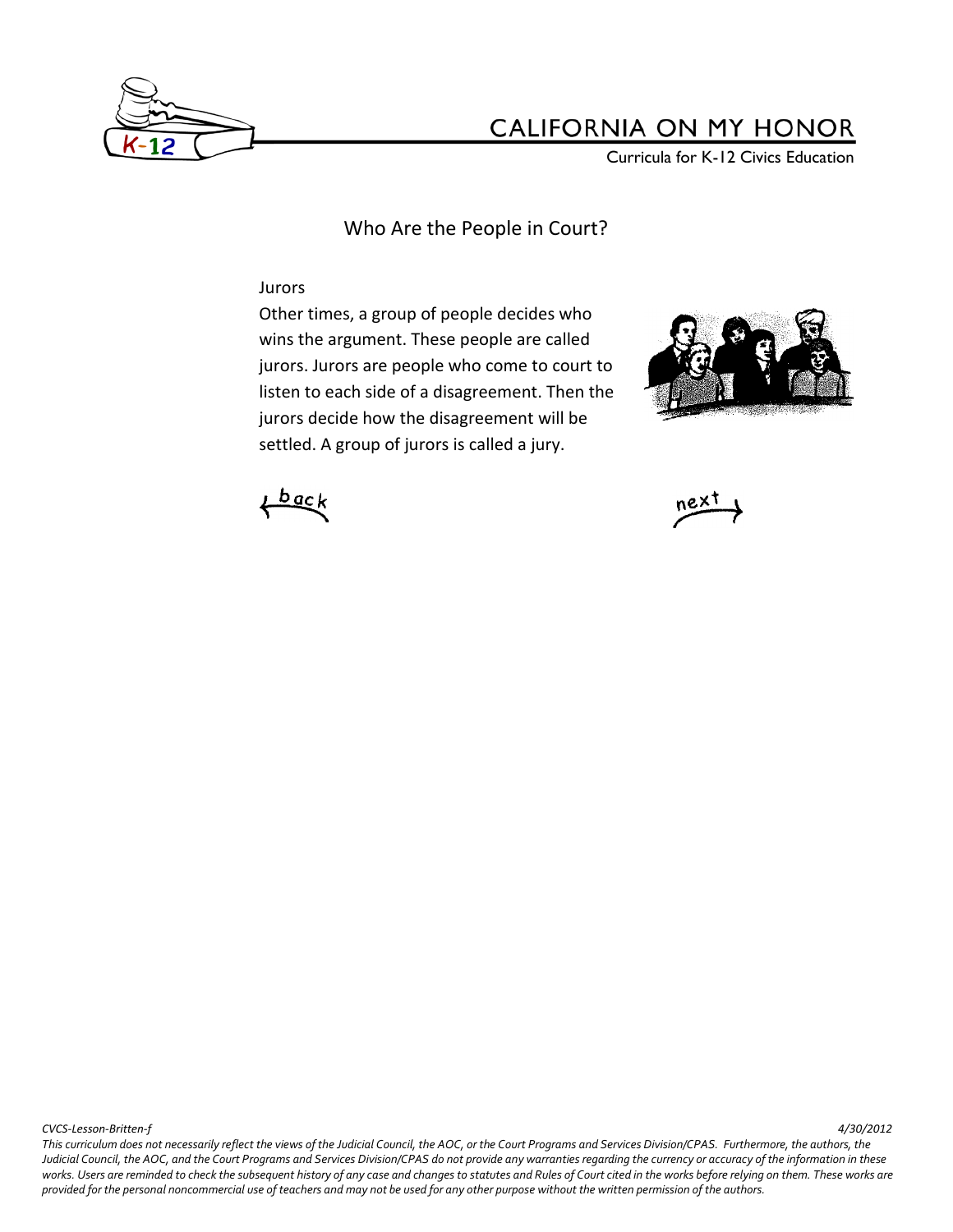## Who Are the People in Court?

Jurors

Other times, a group of people decides who wins the argument. These people are called jurors. Jurors are people who come to court to listen to each side of a disagreement. Then the jurors decide how the disagreement will be settled. A group of jurors is called a jury.

back

next

*This curriculum does not necessarily reflect the views of the Judicial Council, the AOC, or the Court Programs and Services Division/CPAS. Furthermore, the authors, the Judicial Council, the AOC, and the Court Programs and Services Division/CPAS do not provide any warranties regarding the currency or accuracy of the information in these works. Users are reminded to check the subsequent history of any case and changes to statutes and Rules of Court cited in the works before relying on them. These works are provided for the personal noncommercial use of teachers and may not be used for any other purpose without the written permission of the authors.*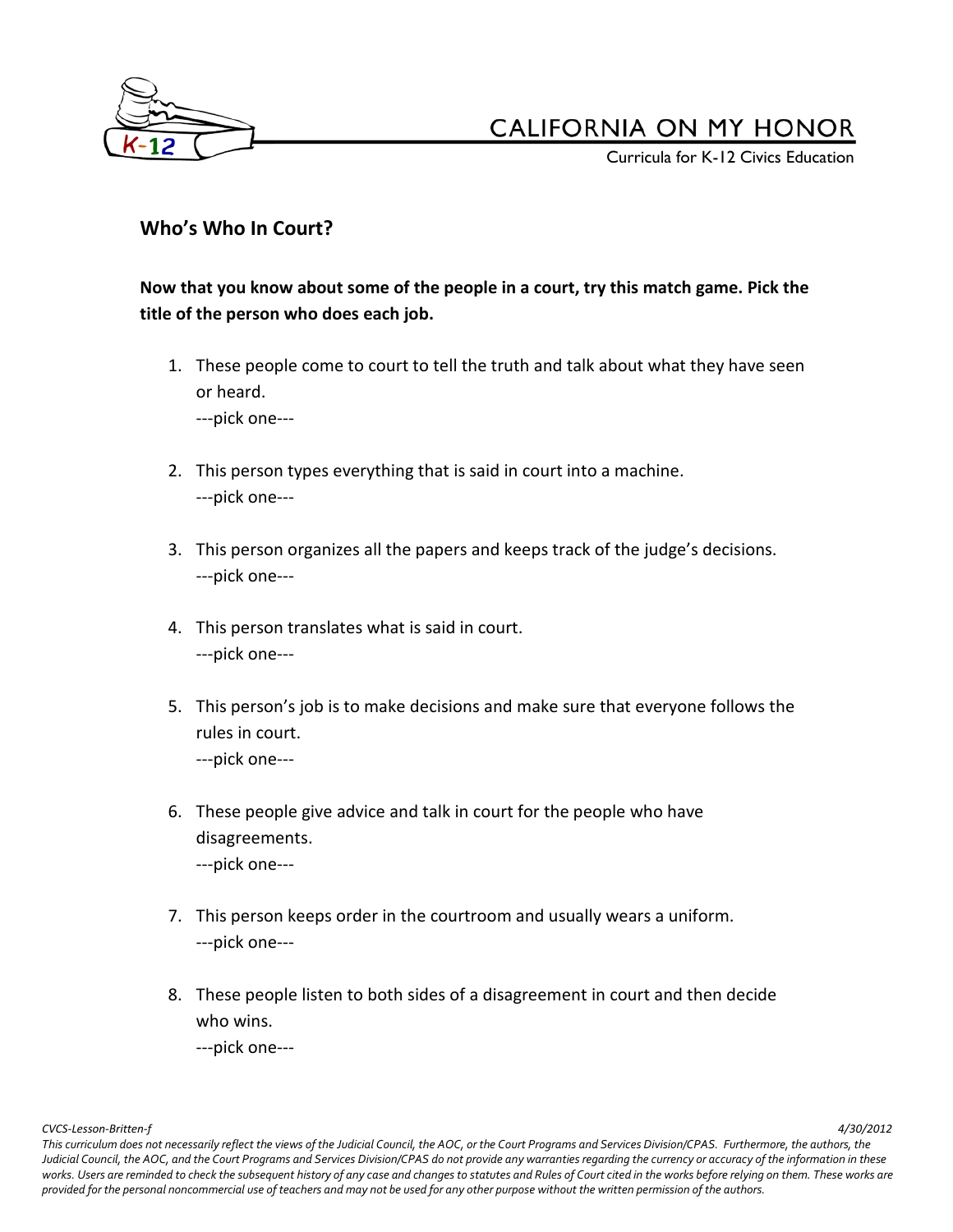## Who's Who In Court?

**Now that you know about some of the people in a court, try this match game. Pick the title of the person who does each job.**

1. These people come to court to tell the truth and talk about what they have seen or heard.
   ---pick one---

2. This person types everything that is said in court into a machine.
   ---pick one---

3. This person organizes all the papers and keeps track of the judge's decisions.
   ---pick one---

4. This person translates what is said in court.
   ---pick one---

5. This person's job is to make decisions and make sure that everyone follows the rules in court.
   ---pick one---

6. These people give advice and talk in court for the people who have disagreements.
   ---pick one---

7. This person keeps order in the courtroom and usually wears a uniform.
   ---pick one---

8. These people listen to both sides of a disagreement in court and then decide who wins.
   ---pick one---

*CVCS-Lesson-Britten-f* *4/30/2012*

*This curriculum does not necessarily reflect the views of the Judicial Council, the AOC, or the Court Programs and Services Division/CPAS. Furthermore, the authors, the Judicial Council, the AOC, and the Court Programs and Services Division/CPAS do not provide any warranties regarding the currency or accuracy of the information in these works. Users are reminded to check the subsequent history of any case and changes to statutes and Rules of Court cited in the works before relying on them. These works are provided for the personal noncommercial use of teachers and may not be used for any other purpose without the written permission of the authors.*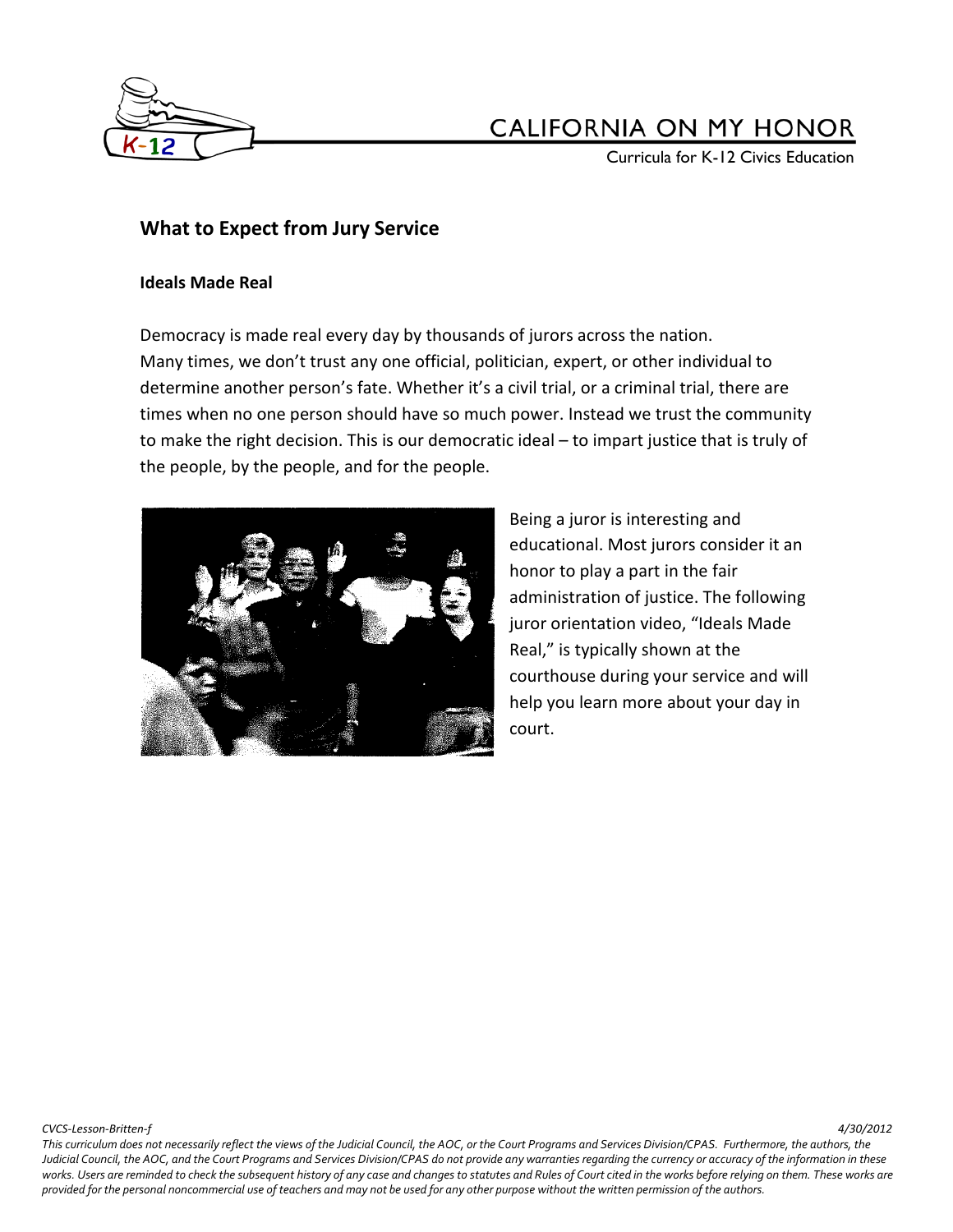## What to Expect from Jury Service

### Ideals Made Real

Democracy is made real every day by thousands of jurors across the nation. Many times, we don't trust any one official, politician, expert, or other individual to determine another person's fate. Whether it's a civil trial, or a criminal trial, there are times when no one person should have so much power. Instead we trust the community to make the right decision. This is our democratic ideal – to impart justice that is truly of the people, by the people, and for the people.

Being a juror is interesting and educational. Most jurors consider it an honor to play a part in the fair administration of justice. The following juror orientation video, "Ideals Made Real," is typically shown at the courthouse during your service and will help you learn more about your day in court.

*CVCS-Lesson-Britten-f* *4/30/2012*

*This curriculum does not necessarily reflect the views of the Judicial Council, the AOC, or the Court Programs and Services Division/CPAS. Furthermore, the authors, the Judicial Council, the AOC, and the Court Programs and Services Division/CPAS do not provide any warranties regarding the currency or accuracy of the information in these works. Users are reminded to check the subsequent history of any case and changes to statutes and Rules of Court cited in the works before relying on them. These works are provided for the personal noncommercial use of teachers and may not be used for any other purpose without the written permission of the authors.*